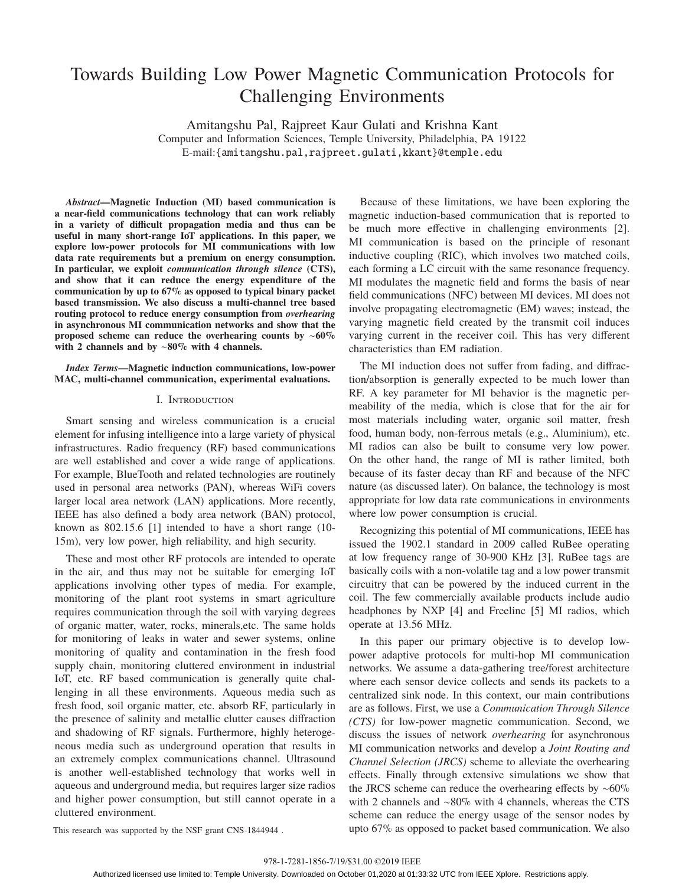# Towards Building Low Power Magnetic Communication Protocols for Challenging Environments

Amitangshu Pal, Rajpreet Kaur Gulati and Krishna Kant
Computer and Information Sciences, Temple University, Philadelphia, PA 19122
E-mail:{amitangshu.pal,rajpreet.gulati,kkant}@temple.edu

***Abstract*—Magnetic Induction (MI) based communication is a near-field communications technology that can work reliably in a variety of difficult propagation media and thus can be useful in many short-range IoT applications. In this paper, we explore low-power protocols for MI communications with low data rate requirements but a premium on energy consumption. In particular, we exploit *communication through silence* (CTS), and show that it can reduce the energy expenditure of the communication by up to 67% as opposed to typical binary packet based transmission. We also discuss a multi-channel tree based routing protocol to reduce energy consumption from *overhearing* in asynchronous MI communication networks and show that the proposed scheme can reduce the overhearing counts by ~60% with 2 channels and by ~80% with 4 channels.**

***Index Terms*—Magnetic induction communications, low-power MAC, multi-channel communication, experimental evaluations.**

## I. Introduction

Smart sensing and wireless communication is a crucial element for infusing intelligence into a large variety of physical infrastructures. Radio frequency (RF) based communications are well established and cover a wide range of applications. For example, BlueTooth and related technologies are routinely used in personal area networks (PAN), whereas WiFi covers larger local area network (LAN) applications. More recently, IEEE has also defined a body area network (BAN) protocol, known as 802.15.6 [1] intended to have a short range (10-15m), very low power, high reliability, and high security.

These and most other RF protocols are intended to operate in the air, and thus may not be suitable for emerging IoT applications involving other types of media. For example, monitoring of the plant root systems in smart agriculture requires communication through the soil with varying degrees of organic matter, water, rocks, minerals,etc. The same holds for monitoring of leaks in water and sewer systems, online monitoring of quality and contamination in the fresh food supply chain, monitoring cluttered environment in industrial IoT, etc. RF based communication is generally quite challenging in all these environments. Aqueous media such as fresh food, soil organic matter, etc. absorb RF, particularly in the presence of salinity and metallic clutter causes diffraction and shadowing of RF signals. Furthermore, highly heterogeneous media such as underground operation that results in an extremely complex communications channel. Ultrasound is another well-established technology that works well in aqueous and underground media, but requires larger size radios and higher power consumption, but still cannot operate in a cluttered environment.

Because of these limitations, we have been exploring the magnetic induction-based communication that is reported to be much more effective in challenging environments [2]. MI communication is based on the principle of resonant inductive coupling (RIC), which involves two matched coils, each forming a LC circuit with the same resonance frequency. MI modulates the magnetic field and forms the basis of near field communications (NFC) between MI devices. MI does not involve propagating electromagnetic (EM) waves; instead, the varying magnetic field created by the transmit coil induces varying current in the receiver coil. This has very different characteristics than EM radiation.

The MI induction does not suffer from fading, and diffraction/absorption is generally expected to be much lower than RF. A key parameter for MI behavior is the magnetic permeability of the media, which is close that for the air for most materials including water, organic soil matter, fresh food, human body, non-ferrous metals (e.g., Aluminium), etc. MI radios can also be built to consume very low power. On the other hand, the range of MI is rather limited, both because of its faster decay than RF and because of the NFC nature (as discussed later). On balance, the technology is most appropriate for low data rate communications in environments where low power consumption is crucial.

Recognizing this potential of MI communications, IEEE has issued the 1902.1 standard in 2009 called RuBee operating at low frequency range of 30-900 KHz [3]. RuBee tags are basically coils with a non-volatile tag and a low power transmit circuitry that can be powered by the induced current in the coil. The few commercially available products include audio headphones by NXP [4] and Freelinc [5] MI radios, which operate at 13.56 MHz.

In this paper our primary objective is to develop low-power adaptive protocols for multi-hop MI communication networks. We assume a data-gathering tree/forest architecture where each sensor device collects and sends its packets to a centralized sink node. In this context, our main contributions are as follows. First, we use a *Communication Through Silence (CTS)* for low-power magnetic communication. Second, we discuss the issues of network *overhearing* for asynchronous MI communication networks and develop a *Joint Routing and Channel Selection (JRCS)* scheme to alleviate the overhearing effects. Finally through extensive simulations we show that the JRCS scheme can reduce the overhearing effects by ~60% with 2 channels and ~80% with 4 channels, whereas the CTS scheme can reduce the energy usage of the sensor nodes by upto 67% as opposed to packet based communication. We also

This research was supported by the NSF grant CNS-1844944 .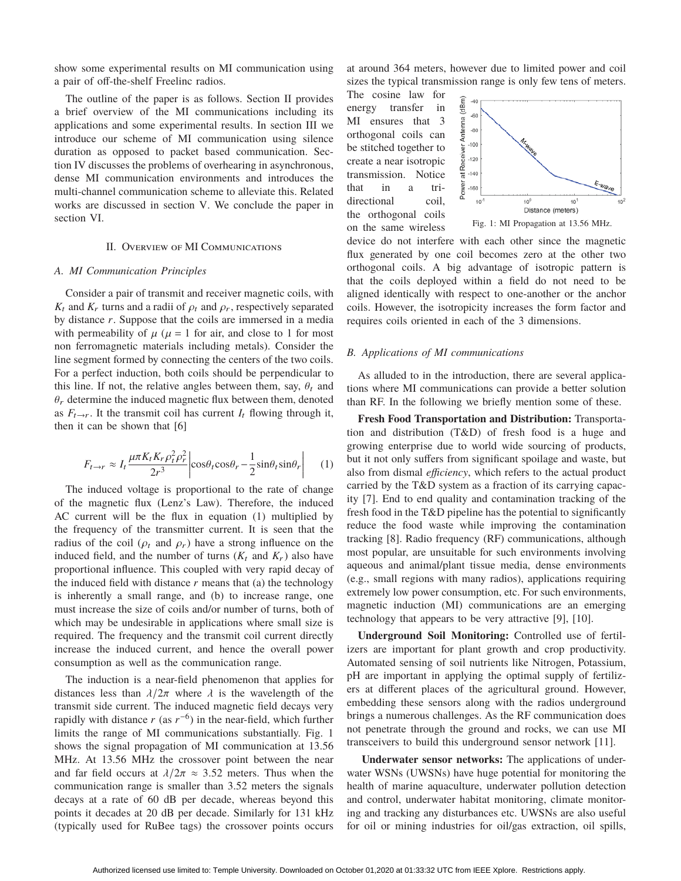show some experimental results on MI communication using a pair of off-the-shelf Freelinc radios.

The outline of the paper is as follows. Section II provides a brief overview of the MI communications including its applications and some experimental results. In section III we introduce our scheme of MI communication using silence duration as opposed to packet based communication. Section IV discusses the problems of overhearing in asynchronous, dense MI communication environments and introduces the multi-channel communication scheme to alleviate this. Related works are discussed in section V. We conclude the paper in section VI.

## II. Overview of MI Communications

### A. MI Communication Principles

Consider a pair of transmit and receiver magnetic coils, with $K_t$ and $K_r$ turns and a radii of $\rho_t$ and $\rho_r$, respectively separated by distance $r$. Suppose that the coils are immersed in a media with permeability of $\mu$ ($\mu = 1$ for air, and close to 1 for most non ferromagnetic materials including metals). Consider the line segment formed by connecting the centers of the two coils. For a perfect induction, both coils should be perpendicular to this line. If not, the relative angles between them, say, $\theta_t$ and $\theta_r$ determine the induced magnetic flux between them, denoted as $F_{t \to r}$. It the transmit coil has current $I_t$ flowing through it, then it can be shown that [6]

$$F_{t \to r} \approx I_t \frac{\mu \pi K_t K_r \rho_t^2 \rho_r^2}{2r^3} \left| \cos\theta_t \cos\theta_r - \frac{1}{2} \sin\theta_t \sin\theta_r \right| \quad (1)$$

The induced voltage is proportional to the rate of change of the magnetic flux (Lenz's Law). Therefore, the induced AC current will be the flux in equation (1) multiplied by the frequency of the transmitter current. It is seen that the radius of the coil ($\rho_t$ and $\rho_r$) have a strong influence on the induced field, and the number of turns ($K_t$ and $K_r$) also have proportional influence. This coupled with very rapid decay of the induced field with distance $r$ means that (a) the technology is inherently a small range, and (b) to increase range, one must increase the size of coils and/or number of turns, both of which may be undesirable in applications where small size is required. The frequency and the transmit coil current directly increase the induced current, and hence the overall power consumption as well as the communication range.

The induction is a near-field phenomenon that applies for distances less than $\lambda/2\pi$ where $\lambda$ is the wavelength of the transmit side current. The induced magnetic field decays very rapidly with distance $r$ (as $r^{-6}$) in the near-field, which further limits the range of MI communications substantially. Fig. 1 shows the signal propagation of MI communication at 13.56 MHz. At 13.56 MHz the crossover point between the near and far field occurs at $\lambda/2\pi \approx 3.52$ meters. Thus when the communication range is smaller than 3.52 meters the signals decays at a rate of 60 dB per decade, whereas beyond this points it decades at 20 dB per decade. Similarly for 131 kHz (typically used for RuBee tags) the crossover points occurs at around 364 meters, however due to limited power and coil sizes the typical transmission range is only few tens of meters.

Power at Receiver Antenna (dBm)
-40
-60
-80
-100
-120
-140
-160
M-wave
E-wave
$10^{-1}$
$10^{0}$
$10^{1}$
$10^{2}$
Distance (meters)

Fig. 1: MI Propagation at 13.56 MHz.

The cosine law for energy transfer in MI ensures that 3 orthogonal coils can be stitched together to create a near isotropic transmission. Notice that in a tri-directional coil, the orthogonal coils on the same wireless device do not interfere with each other since the magnetic flux generated by one coil becomes zero at the other two orthogonal coils. A big advantage of isotropic pattern is that the coils deployed within a field do not need to be aligned identically with respect to one-another or the anchor coils. However, the isotropicity increases the form factor and requires coils oriented in each of the 3 dimensions.

### B. Applications of MI communications

As alluded to in the introduction, there are several applications where MI communications can provide a better solution than RF. In the following we briefly mention some of these.

**Fresh Food Transportation and Distribution:** Transportation and distribution (T&D) of fresh food is a huge and growing enterprise due to world wide sourcing of products, but it not only suffers from significant spoilage and waste, but also from dismal *efficiency*, which refers to the actual product carried by the T&D system as a fraction of its carrying capacity [7]. End to end quality and contamination tracking of the fresh food in the T&D pipeline has the potential to significantly reduce the food waste while improving the contamination tracking [8]. Radio frequency (RF) communications, although most popular, are unsuitable for such environments involving aqueous and animal/plant tissue media, dense environments (e.g., small regions with many radios), applications requiring extremely low power consumption, etc. For such environments, magnetic induction (MI) communications are an emerging technology that appears to be very attractive [9], [10].

**Underground Soil Monitoring:** Controlled use of fertilizers are important for plant growth and crop productivity. Automated sensing of soil nutrients like Nitrogen, Potassium, pH are important in applying the optimal supply of fertilizers at different places of the agricultural ground. However, embedding these sensors along with the radios underground brings a numerous challenges. As the RF communication does not penetrate through the ground and rocks, we can use MI transceivers to build this underground sensor network [11].

**Underwater sensor networks:** The applications of underwater WSNs (UWSNs) have huge potential for monitoring the health of marine aquaculture, underwater pollution detection and control, underwater habitat monitoring, climate monitoring and tracking any disturbances etc. UWSNs are also useful for oil or mining industries for oil/gas extraction, oil spills,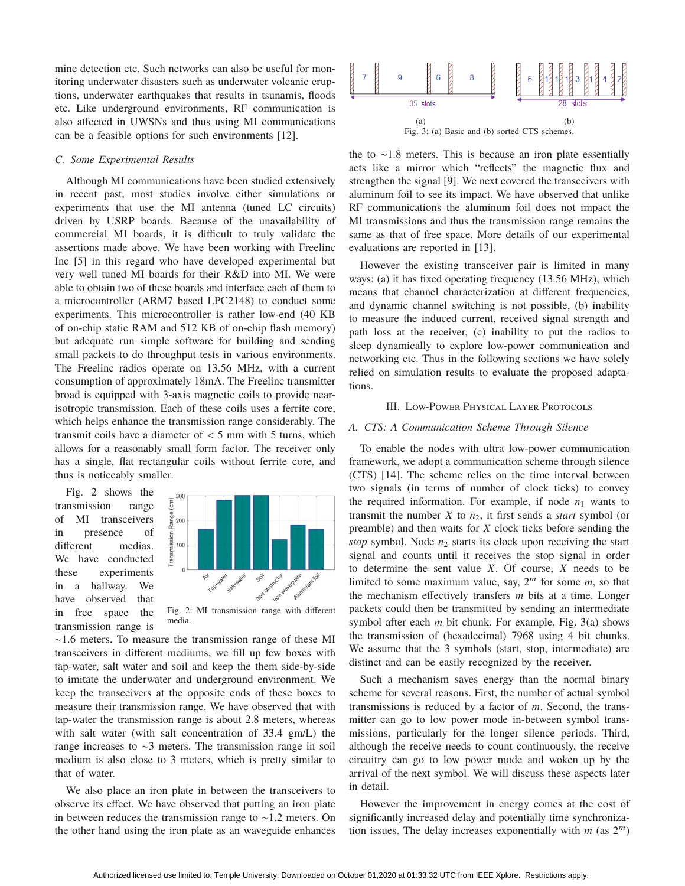mine detection etc. Such networks can also be useful for monitoring underwater disasters such as underwater volcanic eruptions, underwater earthquakes that results in tsunamis, floods etc. Like underground environments, RF communication is also affected in UWSNs and thus using MI communications can be a feasible options for such environments [12].

### C. Some Experimental Results

Although MI communications have been studied extensively in recent past, most studies involve either simulations or experiments that use the MI antenna (tuned LC circuits) driven by USRP boards. Because of the unavailability of commercial MI boards, it is difficult to truly validate the assertions made above. We have been working with Freelinc Inc [5] in this regard who have developed experimental but very well tuned MI boards for their R&D into MI. We were able to obtain two of these boards and interface each of them to a microcontroller (ARM7 based LPC2148) to conduct some experiments. This microcontroller is rather low-end (40 KB of on-chip static RAM and 512 KB of on-chip flash memory) but adequate run simple software for building and sending small packets to do throughput tests in various environments. The Freelinc radios operate on 13.56 MHz, with a current consumption of approximately 18mA. The Freelinc transmitter broad is equipped with 3-axis magnetic coils to provide near-isotropic transmission. Each of these coils uses a ferrite core, which helps enhance the transmission range considerably. The transmit coils have a diameter of < 5 mm with 5 turns, which allows for a reasonably small form factor. The receiver only has a single, flat rectangular coils without ferrite core, and thus is noticeably smaller.

Fig. 2 shows the transmission range of MI transceivers in presence of different medias. We have conducted these experiments in a hallway. We have observed that in free space the transmission range is ~1.6 meters. To measure the transmission range of these MI transceivers in different mediums, we fill up few boxes with tap-water, salt water and soil and keep the them side-by-side to imitate the underwater and underground environment. We keep the transceivers at the opposite ends of these boxes to measure their transmission range. We have observed that with tap-water the transmission range is about 2.8 meters, whereas with salt water (with salt concentration of 33.4 gm/L) the range increases to ~3 meters. The transmission range in soil medium is also close to 3 meters, which is pretty similar to that of water.

Fig. 2: MI transmission range with different media.

We also place an iron plate in between the transceivers to observe its effect. We have observed that putting an iron plate in between reduces the transmission range to ~1.2 meters. On the other hand using the iron plate as an waveguide enhances the to ~1.8 meters. This is because an iron plate essentially acts like a mirror which "reflects" the magnetic flux and strengthen the signal [9]. We next covered the transceivers with aluminum foil to see its impact. We have observed that unlike RF communications the aluminum foil does not impact the MI transmissions and thus the transmission range remains the same as that of free space. More details of our experimental evaluations are reported in [13].

However the existing transceiver pair is limited in many ways: (a) it has fixed operating frequency (13.56 MHz), which means that channel characterization at different frequencies, and dynamic channel switching is not possible, (b) inability to measure the induced current, received signal strength and path loss at the receiver, (c) inability to put the radios to sleep dynamically to explore low-power communication and networking etc. Thus in the following sections we have solely relied on simulation results to evaluate the proposed adaptations.

## III. Low-Power Physical Layer Protocols

### A. CTS: A Communication Scheme Through Silence

Fig. 3: (a) Basic and (b) sorted CTS schemes.

To enable the nodes with ultra low-power communication framework, we adopt a communication scheme through silence (CTS) [14]. The scheme relies on the time interval between two signals (in terms of number of clock ticks) to convey the required information. For example, if node $n_1$ wants to transmit the number $X$ to $n_2$, it first sends a *start* symbol (or preamble) and then waits for $X$ clock ticks before sending the *stop* symbol. Node $n_2$ starts its clock upon receiving the start signal and counts until it receives the stop signal in order to determine the sent value $X$. Of course, $X$ needs to be limited to some maximum value, say, $2^m$ for some $m$, so that the mechanism effectively transfers $m$ bits at a time. Longer packets could then be transmitted by sending an intermediate symbol after each $m$ bit chunk. For example, Fig. 3(a) shows the transmission of (hexadecimal) 7968 using 4 bit chunks. We assume that the 3 symbols (start, stop, intermediate) are distinct and can be easily recognized by the receiver.

Such a mechanism saves energy than the normal binary scheme for several reasons. First, the number of actual symbol transmissions is reduced by a factor of $m$. Second, the transmitter can go to low power mode in-between symbol transmissions, particularly for the longer silence periods. Third, although the receive needs to count continuously, the receive circuitry can go to low power mode and woken up by the arrival of the next symbol. We will discuss these aspects later in detail.

However the improvement in energy comes at the cost of significantly increased delay and potentially time synchronization issues. The delay increases exponentially with $m$ (as $2^m$)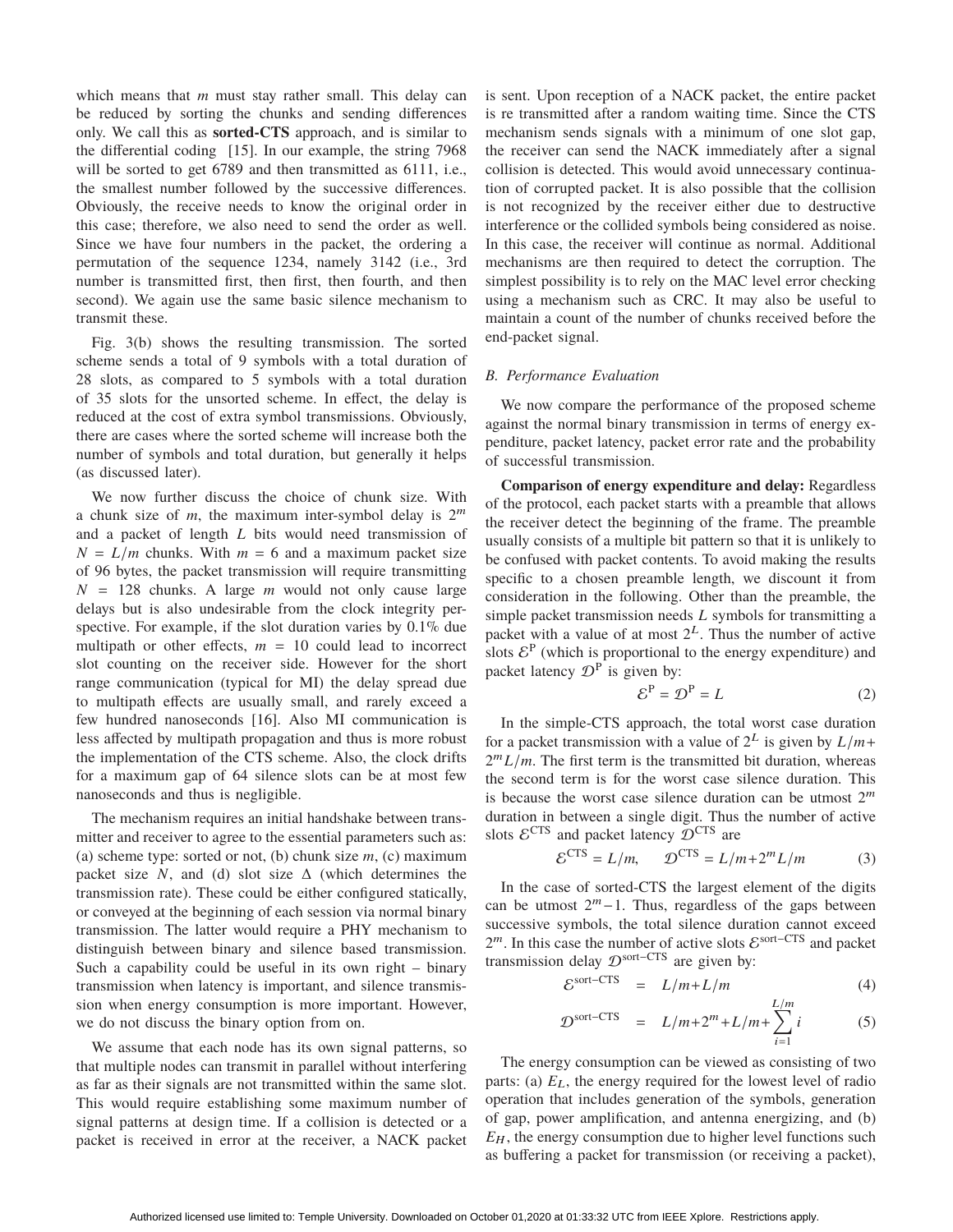which means that $m$ must stay rather small. This delay can be reduced by sorting the chunks and sending differences only. We call this as **sorted-CTS** approach, and is similar to the differential coding [15]. In our example, the string 7968 will be sorted to get 6789 and then transmitted as 6111, i.e., the smallest number followed by the successive differences. Obviously, the receive needs to know the original order in this case; therefore, we also need to send the order as well. Since we have four numbers in the packet, the ordering a permutation of the sequence 1234, namely 3142 (i.e., 3rd number is transmitted first, then first, then fourth, and then second). We again use the same basic silence mechanism to transmit these.

Fig. 3(b) shows the resulting transmission. The sorted scheme sends a total of 9 symbols with a total duration of 28 slots, as compared to 5 symbols with a total duration of 35 slots for the unsorted scheme. In effect, the delay is reduced at the cost of extra symbol transmissions. Obviously, there are cases where the sorted scheme will increase both the number of symbols and total duration, but generally it helps (as discussed later).

We now further discuss the choice of chunk size. With a chunk size of $m$, the maximum inter-symbol delay is $2^m$ and a packet of length $L$ bits would need transmission of $N = L/m$ chunks. With $m = 6$ and a maximum packet size of 96 bytes, the packet transmission will require transmitting $N = 128$ chunks. A large $m$ would not only cause large delays but is also undesirable from the clock integrity perspective. For example, if the slot duration varies by 0.1% due multipath or other effects, $m = 10$ could lead to incorrect slot counting on the receiver side. However for the short range communication (typical for MI) the delay spread due to multipath effects are usually small, and rarely exceed a few hundred nanoseconds [16]. Also MI communication is less affected by multipath propagation and thus is more robust the implementation of the CTS scheme. Also, the clock drifts for a maximum gap of 64 silence slots can be at most few nanoseconds and thus is negligible.

The mechanism requires an initial handshake between transmitter and receiver to agree to the essential parameters such as: (a) scheme type: sorted or not, (b) chunk size $m$, (c) maximum packet size $N$, and (d) slot size $\Delta$ (which determines the transmission rate). These could be either configured statically, or conveyed at the beginning of each session via normal binary transmission. The latter would require a PHY mechanism to distinguish between binary and silence based transmission. Such a capability could be useful in its own right – binary transmission when latency is important, and silence transmission when energy consumption is more important. However, we do not discuss the binary option from on.

We assume that each node has its own signal patterns, so that multiple nodes can transmit in parallel without interfering as far as their signals are not transmitted within the same slot. This would require establishing some maximum number of signal patterns at design time. If a collision is detected or a packet is received in error at the receiver, a NACK packet is sent. Upon reception of a NACK packet, the entire packet is re transmitted after a random waiting time. Since the CTS mechanism sends signals with a minimum of one slot gap, the receiver can send the NACK immediately after a signal collision is detected. This would avoid unnecessary continuation of corrupted packet. It is also possible that the collision is not recognized by the receiver either due to destructive interference or the collided symbols being considered as noise. In this case, the receiver will continue as normal. Additional mechanisms are then required to detect the corruption. The simplest possibility is to rely on the MAC level error checking using a mechanism such as CRC. It may also be useful to maintain a count of the number of chunks received before the end-packet signal.

### B. Performance Evaluation

We now compare the performance of the proposed scheme against the normal binary transmission in terms of energy expenditure, packet latency, packet error rate and the probability of successful transmission.

**Comparison of energy expenditure and delay:** Regardless of the protocol, each packet starts with a preamble that allows the receiver detect the beginning of the frame. The preamble usually consists of a multiple bit pattern so that it is unlikely to be confused with packet contents. To avoid making the results specific to a chosen preamble length, we discount it from consideration in the following. Other than the preamble, the simple packet transmission needs $L$ symbols for transmitting a packet with a value of at most $2^L$. Thus the number of active slots $\mathcal{E}^{\mathrm{P}}$ (which is proportional to the energy expenditure) and packet latency $\mathcal{D}^{\mathrm{P}}$ is given by:

$$\mathcal{E}^{\mathrm{P}} = \mathcal{D}^{\mathrm{P}} = L \tag{2}$$

In the simple-CTS approach, the total worst case duration for a packet transmission with a value of $2^L$ is given by $L/m + 2^m L/m$. The first term is the transmitted bit duration, whereas the second term is for the worst case silence duration. This is because the worst case silence duration can be utmost $2^m$ duration in between a single digit. Thus the number of active slots $\mathcal{E}^{\mathrm{CTS}}$ and packet latency $\mathcal{D}^{\mathrm{CTS}}$ are

$$\mathcal{E}^{\mathrm{CTS}} = L/m, \qquad \mathcal{D}^{\mathrm{CTS}} = L/m + 2^m L/m \tag{3}$$

In the case of sorted-CTS the largest element of the digits can be utmost $2^m - 1$. Thus, regardless of the gaps between successive symbols, the total silence duration cannot exceed $2^m$. In this case the number of active slots $\mathcal{E}^{\mathrm{sort-CTS}}$ and packet transmission delay $\mathcal{D}^{\mathrm{sort-CTS}}$ are given by:

$$\mathcal{E}^{\mathrm{sort-CTS}} = L/m + L/m \tag{4}$$

$$\mathcal{D}^{\mathrm{sort-CTS}} = L/m + 2^m + L/m + \sum_{i=1}^{L/m} i \tag{5}$$

The energy consumption can be viewed as consisting of two parts: (a) $E_L$, the energy required for the lowest level of radio operation that includes generation of the symbols, generation of gap, power amplification, and antenna energizing, and (b) $E_H$, the energy consumption due to higher level functions such as buffering a packet for transmission (or receiving a packet),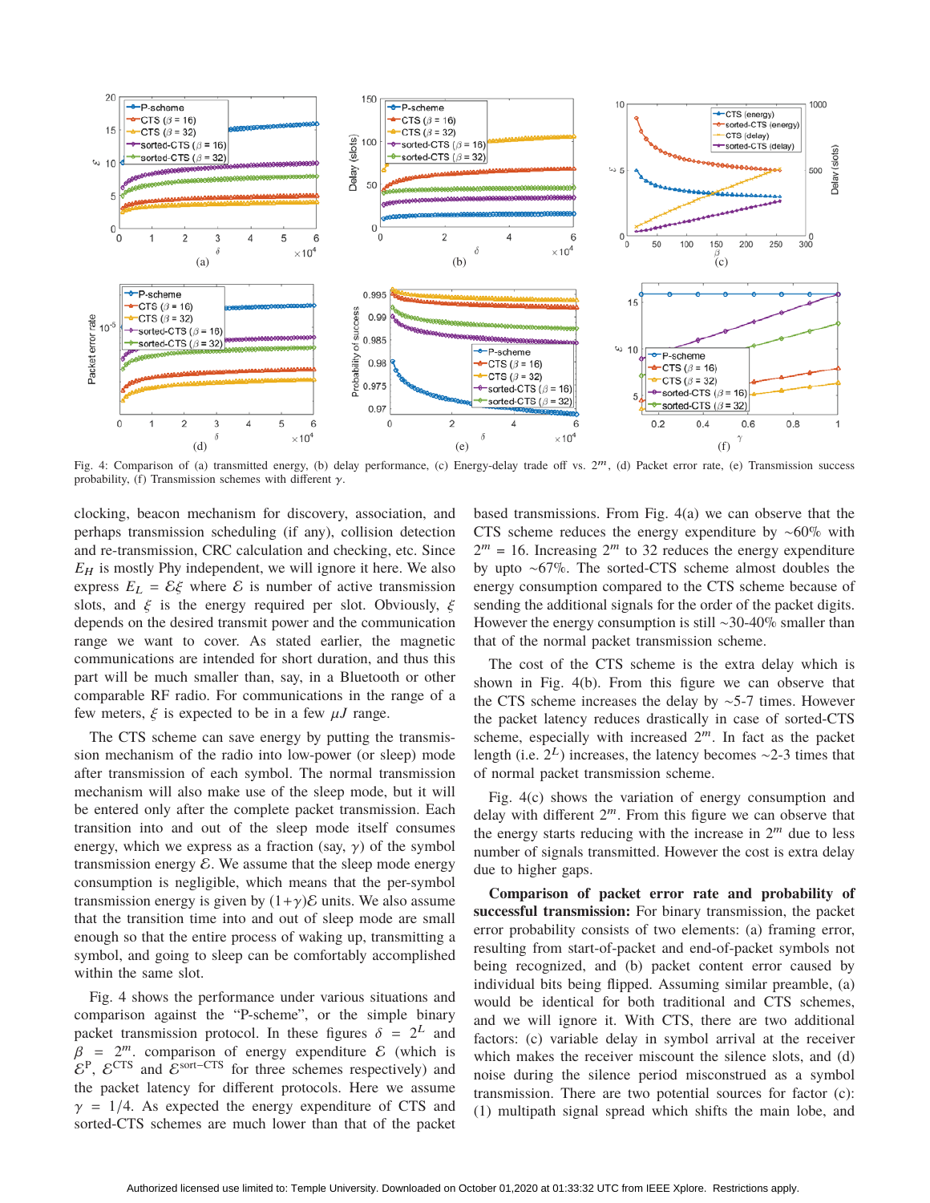Fig. 4: Comparison of (a) transmitted energy, (b) delay performance, (c) Energy-delay trade off vs. $2^m$, (d) Packet error rate, (e) Transmission success probability, (f) Transmission schemes with different $\gamma$.

clocking, beacon mechanism for discovery, association, and perhaps transmission scheduling (if any), collision detection and re-transmission, CRC calculation and checking, etc. Since $E_H$ is mostly Phy independent, we will ignore it here. We also express $E_L = \mathcal{E}\xi$ where $\mathcal{E}$ is number of active transmission slots, and $\xi$ is the energy required per slot. Obviously, $\xi$ depends on the desired transmit power and the communication range we want to cover. As stated earlier, the magnetic communications are intended for short duration, and thus this part will be much smaller than, say, in a Bluetooth or other comparable RF radio. For communications in the range of a few meters, $\xi$ is expected to be in a few $\mu J$ range.

The CTS scheme can save energy by putting the transmission mechanism of the radio into low-power (or sleep) mode after transmission of each symbol. The normal transmission mechanism will also make use of the sleep mode, but it will be entered only after the complete packet transmission. Each transition into and out of the sleep mode itself consumes energy, which we express as a fraction (say, $\gamma$) of the symbol transmission energy $\mathcal{E}$. We assume that the sleep mode energy consumption is negligible, which means that the per-symbol transmission energy is given by $(1+\gamma)\mathcal{E}$ units. We also assume that the transition time into and out of sleep mode are small enough so that the entire process of waking up, transmitting a symbol, and going to sleep can be comfortably accomplished within the same slot.

Fig. 4 shows the performance under various situations and comparison against the "P-scheme", or the simple binary packet transmission protocol. In these figures $\delta = 2^L$ and $\beta = 2^m$. comparison of energy expenditure $\mathcal{E}$ (which is $\mathcal{E}^{\text{P}}$, $\mathcal{E}^{\text{CTS}}$ and $\mathcal{E}^{\text{sort-CTS}}$ for three schemes respectively) and the packet latency for different protocols. Here we assume $\gamma = 1/4$. As expected the energy expenditure of CTS and sorted-CTS schemes are much lower than that of the packet based transmissions. From Fig. 4(a) we can observe that the CTS scheme reduces the energy expenditure by ~60% with $2^m = 16$. Increasing $2^m$ to 32 reduces the energy expenditure by upto ~67%. The sorted-CTS scheme almost doubles the energy consumption compared to the CTS scheme because of sending the additional signals for the order of the packet digits. However the energy consumption is still ~30-40% smaller than that of the normal packet transmission scheme.

The cost of the CTS scheme is the extra delay which is shown in Fig. 4(b). From this figure we can observe that the CTS scheme increases the delay by ~5-7 times. However the packet latency reduces drastically in case of sorted-CTS scheme, especially with increased $2^m$. In fact as the packet length (i.e. $2^L$) increases, the latency becomes ~2-3 times that of normal packet transmission scheme.

Fig. 4(c) shows the variation of energy consumption and delay with different $2^m$. From this figure we can observe that the energy starts reducing with the increase in $2^m$ due to less number of signals transmitted. However the cost is extra delay due to higher gaps.

**Comparison of packet error rate and probability of successful transmission:** For binary transmission, the packet error probability consists of two elements: (a) framing error, resulting from start-of-packet and end-of-packet symbols not being recognized, and (b) packet content error caused by individual bits being flipped. Assuming similar preamble, (a) would be identical for both traditional and CTS schemes, and we will ignore it. With CTS, there are two additional factors: (c) variable delay in symbol arrival at the receiver which makes the receiver miscount the silence slots, and (d) noise during the silence period misconstrued as a symbol transmission. There are two potential sources for factor (c): (1) multipath signal spread which shifts the main lobe, and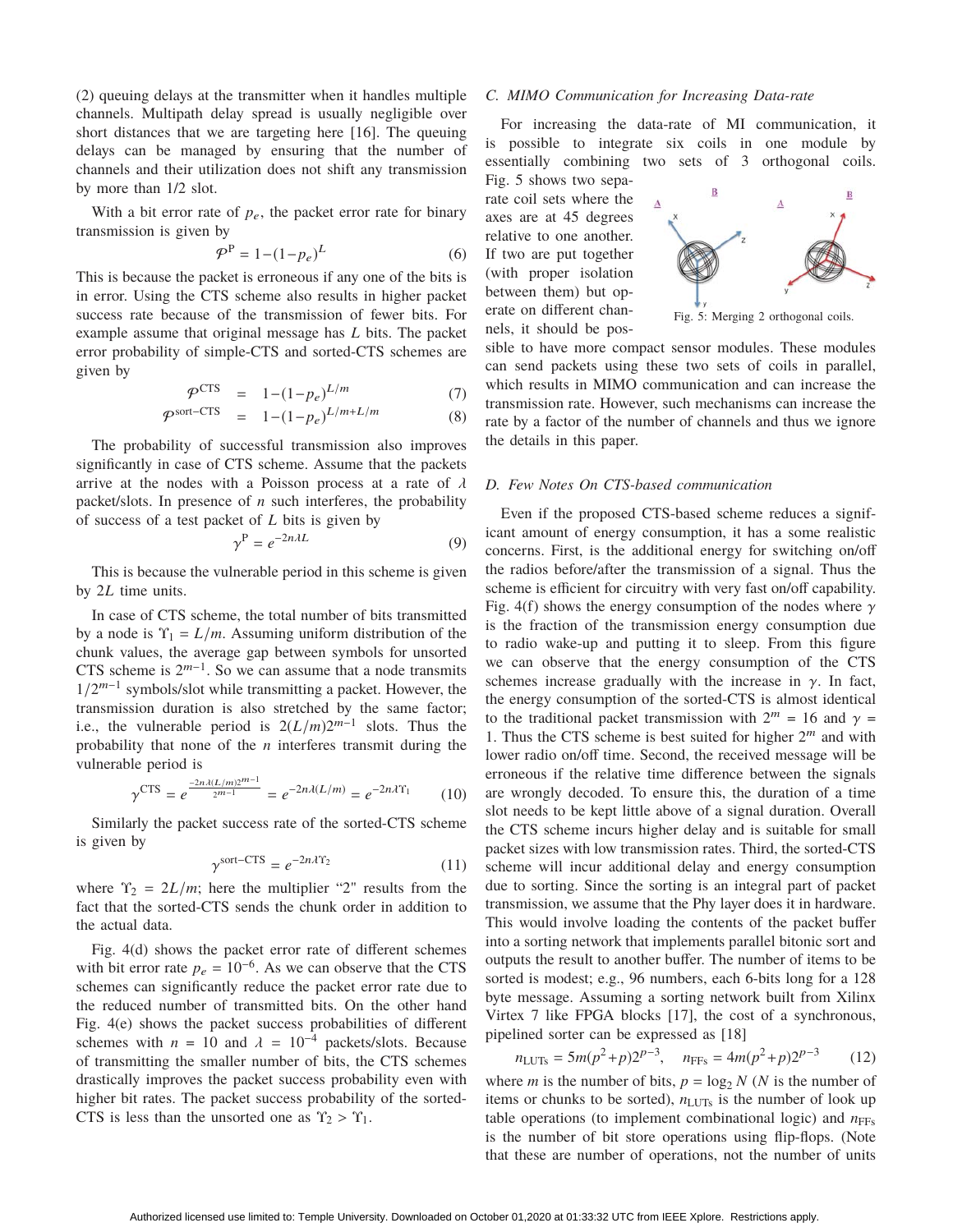(2) queuing delays at the transmitter when it handles multiple channels. Multipath delay spread is usually negligible over short distances that we are targeting here [16]. The queuing delays can be managed by ensuring that the number of channels and their utilization does not shift any transmission by more than 1/2 slot.

With a bit error rate of $p_e$, the packet error rate for binary transmission is given by

$$\mathcal{P}^{\mathrm{P}} = 1-(1-p_e)^L \quad (6)$$

This is because the packet is erroneous if any one of the bits is in error. Using the CTS scheme also results in higher packet success rate because of the transmission of fewer bits. For example assume that original message has $L$ bits. The packet error probability of simple-CTS and sorted-CTS schemes are given by

$$\mathcal{P}^{\mathrm{CTS}} = 1-(1-p_e)^{L/m} \quad (7)$$

$$\mathcal{P}^{\mathrm{sort-CTS}} = 1-(1-p_e)^{L/m+L/m} \quad (8)$$

The probability of successful transmission also improves significantly in case of CTS scheme. Assume that the packets arrive at the nodes with a Poisson process at a rate of $\lambda$ packet/slots. In presence of $n$ such interferes, the probability of success of a test packet of $L$ bits is given by

$$\gamma^{\mathrm{P}} = e^{-2n\lambda L} \quad (9)$$

This is because the vulnerable period in this scheme is given by $2L$ time units.

In case of CTS scheme, the total number of bits transmitted by a node is $\Upsilon_1 = L/m$. Assuming uniform distribution of the chunk values, the average gap between symbols for unsorted CTS scheme is $2^{m-1}$. So we can assume that a node transmits $1/2^{m-1}$ symbols/slot while transmitting a packet. However, the transmission duration is also stretched by the same factor; i.e., the vulnerable period is $2(L/m)2^{m-1}$ slots. Thus the probability that none of the $n$ interferes transmit during the vulnerable period is

$$\gamma^{\mathrm{CTS}} = e^{\frac{-2n\lambda(L/m)2^{m-1}}{2^{m-1}}} = e^{-2n\lambda(L/m)} = e^{-2n\lambda\Upsilon_1} \quad (10)$$

Similarly the packet success rate of the sorted-CTS scheme is given by

$$\gamma^{\mathrm{sort-CTS}} = e^{-2n\lambda\Upsilon_2} \quad (11)$$

where $\Upsilon_2 = 2L/m$; here the multiplier "2" results from the fact that the sorted-CTS sends the chunk order in addition to the actual data.

Fig. 4(d) shows the packet error rate of different schemes with bit error rate $p_e = 10^{-6}$. As we can observe that the CTS schemes can significantly reduce the packet error rate due to the reduced number of transmitted bits. On the other hand Fig. 4(e) shows the packet success probabilities of different schemes with $n = 10$ and $\lambda = 10^{-4}$ packets/slots. Because of transmitting the smaller number of bits, the CTS schemes drastically improves the packet success probability even with higher bit rates. The packet success probability of the sorted-CTS is less than the unsorted one as $\Upsilon_2 > \Upsilon_1$.

### C. MIMO Communication for Increasing Data-rate

For increasing the data-rate of MI communication, it is possible to integrate six coils in one module by essentially combining two sets of 3 orthogonal coils. Fig. 5 shows two separate coil sets where the axes are at 45 degrees relative to one another. If two are put together (with proper isolation between them) but operate on different channels, it should be possible to have more compact sensor modules. These modules can send packets using these two sets of coils in parallel, which results in MIMO communication and can increase the transmission rate. However, such mechanisms can increase the rate by a factor of the number of channels and thus we ignore the details in this paper.

Fig. 5: Merging 2 orthogonal coils.

### D. Few Notes On CTS-based communication

Even if the proposed CTS-based scheme reduces a significant amount of energy consumption, it has a some realistic concerns. First, is the additional energy for switching on/off the radios before/after the transmission of a signal. Thus the scheme is efficient for circuitry with very fast on/off capability. Fig. 4(f) shows the energy consumption of the nodes where $\gamma$ is the fraction of the transmission energy consumption due to radio wake-up and putting it to sleep. From this figure we can observe that the energy consumption of the CTS schemes increase gradually with the increase in $\gamma$. In fact, the energy consumption of the sorted-CTS is almost identical to the traditional packet transmission with $2^m = 16$ and $\gamma = 1$. Thus the CTS scheme is best suited for higher $2^m$ and with lower radio on/off time. Second, the received message will be erroneous if the relative time difference between the signals are wrongly decoded. To ensure this, the duration of a time slot needs to be kept little above of a signal duration. Overall the CTS scheme incurs higher delay and is suitable for small packet sizes with low transmission rates. Third, the sorted-CTS scheme will incur additional delay and energy consumption due to sorting. Since the sorting is an integral part of packet transmission, we assume that the Phy layer does it in hardware. This would involve loading the contents of the packet buffer into a sorting network that implements parallel bitonic sort and outputs the result to another buffer. The number of items to be sorted is modest; e.g., 96 numbers, each 6-bits long for a 128 byte message. Assuming a sorting network built from Xilinx Virtex 7 like FPGA blocks [17], the cost of a synchronous, pipelined sorter can be expressed as [18]

$$n_{\mathrm{LUTs}} = 5m(p^2+p)2^{p-3}, \quad n_{\mathrm{FFs}} = 4m(p^2+p)2^{p-3} \quad (12)$$

where $m$ is the number of bits, $p = \log_2 N$ ($N$ is the number of items or chunks to be sorted), $n_{\mathrm{LUTs}}$ is the number of look up table operations (to implement combinational logic) and $n_{\mathrm{FFs}}$ is the number of bit store operations using flip-flops. (Note that these are number of operations, not the number of units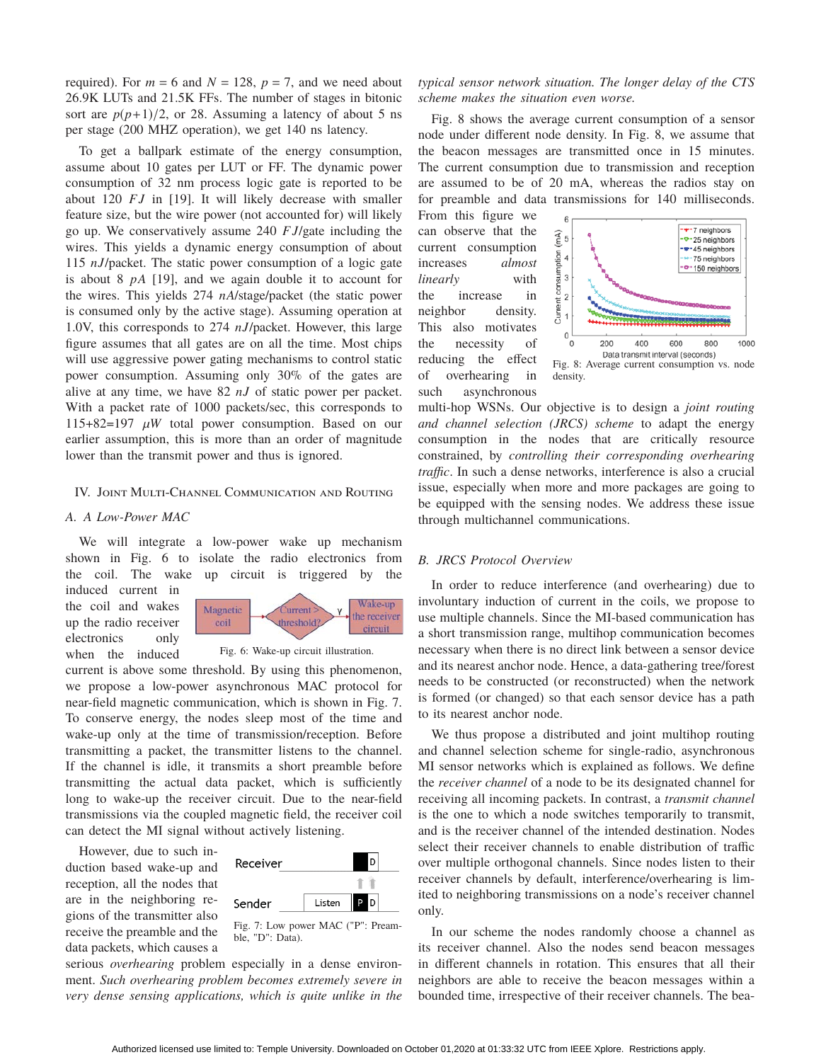required). For $m = 6$ and $N = 128$, $p = 7$, and we need about 26.9K LUTs and 21.5K FFs. The number of stages in bitonic sort are $p(p+1)/2$, or 28. Assuming a latency of about 5 ns per stage (200 MHZ operation), we get 140 ns latency.

To get a ballpark estimate of the energy consumption, assume about 10 gates per LUT or FF. The dynamic power consumption of 32 nm process logic gate is reported to be about 120 $FJ$ in [19]. It will likely decrease with smaller feature size, but the wire power (not accounted for) will likely go up. We conservatively assume 240 $FJ$/gate including the wires. This yields a dynamic energy consumption of about 115 $nJ$/packet. The static power consumption of a logic gate is about 8 $pA$ [19], and we again double it to account for the wires. This yields 274 $nA$/stage/packet (the static power is consumed only by the active stage). Assuming operation at 1.0V, this corresponds to 274 $nJ$/packet. However, this large figure assumes that all gates are on all the time. Most chips will use aggressive power gating mechanisms to control static power consumption. Assuming only 30% of the gates are alive at any time, we have 82 $nJ$ of static power per packet. With a packet rate of 1000 packets/sec, this corresponds to 115+82=197 $\mu W$ total power consumption. Based on our earlier assumption, this is more than an order of magnitude lower than the transmit power and thus is ignored.

## IV. Joint Multi-Channel Communication and Routing

### A. A Low-Power MAC

We will integrate a low-power wake up mechanism shown in Fig. 6 to isolate the radio electronics from the coil. The wake up circuit is triggered by the induced current in the coil and wakes up the radio receiver electronics only when the induced current is above some threshold. By using this phenomenon, we propose a low-power asynchronous MAC protocol for near-field magnetic communication, which is shown in Fig. 7. To conserve energy, the nodes sleep most of the time and wake-up only at the time of transmission/reception. Before transmitting a packet, the transmitter listens to the channel. If the channel is idle, it transmits a short preamble before transmitting the actual data packet, which is sufficiently long to wake-up the receiver circuit. Due to the near-field transmissions via the coupled magnetic field, the receiver coil can detect the MI signal without actively listening.

Magnetic coil
Current > threshold?
Y
Wake-up the receiver circuit

Fig. 6: Wake-up circuit illustration.

However, due to such induction based wake-up and reception, all the nodes that are in the neighboring regions of the transmitter also receive the preamble and the data packets, which causes a serious *overhearing* problem especially in a dense environment. *Such overhearing problem becomes extremely severe in very dense sensing applications, which is quite unlike in the typical sensor network situation. The longer delay of the CTS scheme makes the situation even worse.*

Receiver
D
Sender
Listen
P
D

Fig. 7: Low power MAC ("P": Preamble, "D": Data).

Fig. 8 shows the average current consumption of a sensor node under different node density. In Fig. 8, we assume that the beacon messages are transmitted once in 15 minutes. The current consumption due to transmission and reception are assumed to be of 20 mA, whereas the radios stay on for preamble and data transmissions for 140 milliseconds. From this figure we can observe that the current consumption increases *almost linearly* with the increase in neighbor density. This also motivates the necessity of reducing the effect of overhearing in such asynchronous multi-hop WSNs. Our objective is to design a *joint routing and channel selection (JRCS) scheme* to adapt the energy consumption in the nodes that are critically resource constrained, by *controlling their corresponding overhearing traffic*. In such a dense networks, interference is also a crucial issue, especially when more and more packages are going to be equipped with the sensing nodes. We address these issue through multichannel communications.

7 neighbors
25 neighbors
45 neighbors
75 neighbors
150 neighbors
Current consumption (mA)
0 1 2 3 4 5 6
0 200 400 600 800 1000
Data transmit interval (seconds)

Fig. 8: Average current consumption vs. node density.

### B. JRCS Protocol Overview

In order to reduce interference (and overhearing) due to involuntary induction of current in the coils, we propose to use multiple channels. Since the MI-based communication has a short transmission range, multihop communication becomes necessary when there is no direct link between a sensor device and its nearest anchor node. Hence, a data-gathering tree/forest needs to be constructed (or reconstructed) when the network is formed (or changed) so that each sensor device has a path to its nearest anchor node.

We thus propose a distributed and joint multihop routing and channel selection scheme for single-radio, asynchronous MI sensor networks which is explained as follows. We define the *receiver channel* of a node to be its designated channel for receiving all incoming packets. In contrast, a *transmit channel* is the one to which a node switches temporarily to transmit, and is the receiver channel of the intended destination. Nodes select their receiver channels to enable distribution of traffic over multiple orthogonal channels. Since nodes listen to their receiver channels by default, interference/overhearing is limited to neighboring transmissions on a node's receiver channel only.

In our scheme the nodes randomly choose a channel as its receiver channel. Also the nodes send beacon messages in different channels in rotation. This ensures that all their neighbors are able to receive the beacon messages within a bounded time, irrespective of their receiver channels. The bea-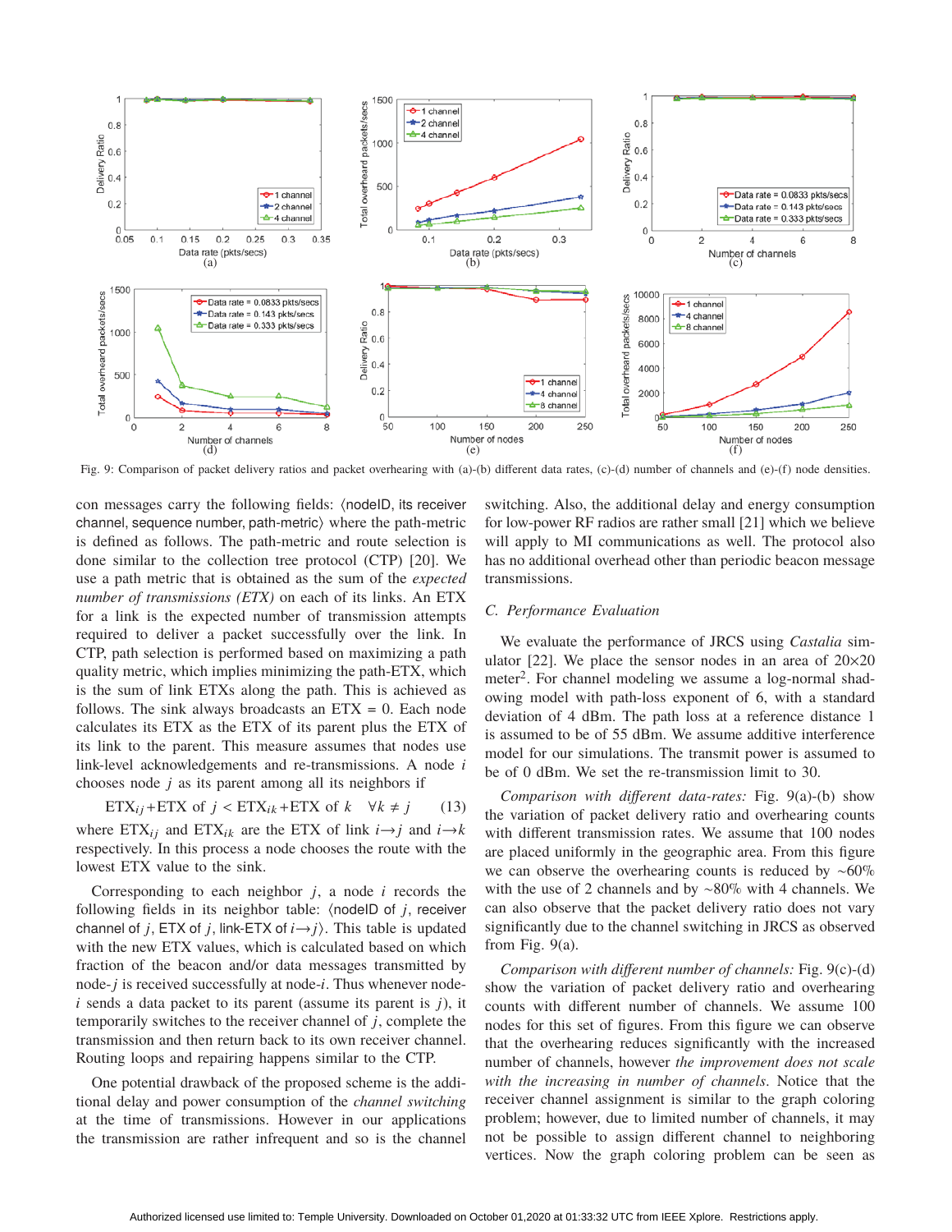Fig. 9: Comparison of packet delivery ratios and packet overhearing with (a)-(b) different data rates, (c)-(d) number of channels and (e)-(f) node densities.

con messages carry the following fields: ⟨nodeID, its receiver channel, sequence number, path-metric⟩ where the path-metric is defined as follows. The path-metric and route selection is done similar to the collection tree protocol (CTP) [20]. We use a path metric that is obtained as the sum of the *expected number of transmissions (ETX)* on each of its links. An ETX for a link is the expected number of transmission attempts required to deliver a packet successfully over the link. In CTP, path selection is performed based on maximizing a path quality metric, which implies minimizing the path-ETX, which is the sum of link ETXs along the path. This is achieved as follows. The sink always broadcasts an ETX = 0. Each node calculates its ETX as the ETX of its parent plus the ETX of its link to the parent. This measure assumes that nodes use link-level acknowledgements and re-transmissions. A node $i$ chooses node $j$ as its parent among all its neighbors if

$$\text{ETX}_{ij} + \text{ETX of } j < \text{ETX}_{ik} + \text{ETX of } k \quad \forall k \neq j \tag{13}$$

where $\text{ETX}_{ij}$ and $\text{ETX}_{ik}$ are the ETX of link $i \rightarrow j$ and $i \rightarrow k$ respectively. In this process a node chooses the route with the lowest ETX value to the sink.

Corresponding to each neighbor $j$, a node $i$ records the following fields in its neighbor table: ⟨nodeID of $j$, receiver channel of $j$, ETX of $j$, link-ETX of $i \rightarrow j$⟩. This table is updated with the new ETX values, which is calculated based on which fraction of the beacon and/or data messages transmitted by node-$j$ is received successfully at node-$i$. Thus whenever node-$i$ sends a data packet to its parent (assume its parent is $j$), it temporarily switches to the receiver channel of $j$, complete the transmission and then return back to its own receiver channel. Routing loops and repairing happens similar to the CTP.

One potential drawback of the proposed scheme is the additional delay and power consumption of the *channel switching* at the time of transmissions. However in our applications the transmission are rather infrequent and so is the channel switching. Also, the additional delay and energy consumption for low-power RF radios are rather small [21] which we believe will apply to MI communications as well. The protocol also has no additional overhead other than periodic beacon message transmissions.

### C. Performance Evaluation

We evaluate the performance of JRCS using *Castalia* simulator [22]. We place the sensor nodes in an area of 20×20 meter$^2$. For channel modeling we assume a log-normal shadowing model with path-loss exponent of 6, with a standard deviation of 4 dBm. The path loss at a reference distance 1 is assumed to be of 55 dBm. We assume additive interference model for our simulations. The transmit power is assumed to be of 0 dBm. We set the re-transmission limit to 30.

*Comparison with different data-rates:* Fig. 9(a)-(b) show the variation of packet delivery ratio and overhearing counts with different transmission rates. We assume that 100 nodes are placed uniformly in the geographic area. From this figure we can observe the overhearing counts is reduced by ~60% with the use of 2 channels and by ~80% with 4 channels. We can also observe that the packet delivery ratio does not vary significantly due to the channel switching in JRCS as observed from Fig. 9(a).

*Comparison with different number of channels:* Fig. 9(c)-(d) show the variation of packet delivery ratio and overhearing counts with different number of channels. We assume 100 nodes for this set of figures. From this figure we can observe that the overhearing reduces significantly with the increased number of channels, however *the improvement does not scale with the increasing in number of channels*. Notice that the receiver channel assignment is similar to the graph coloring problem; however, due to limited number of channels, it may not be possible to assign different channel to neighboring vertices. Now the graph coloring problem can be seen as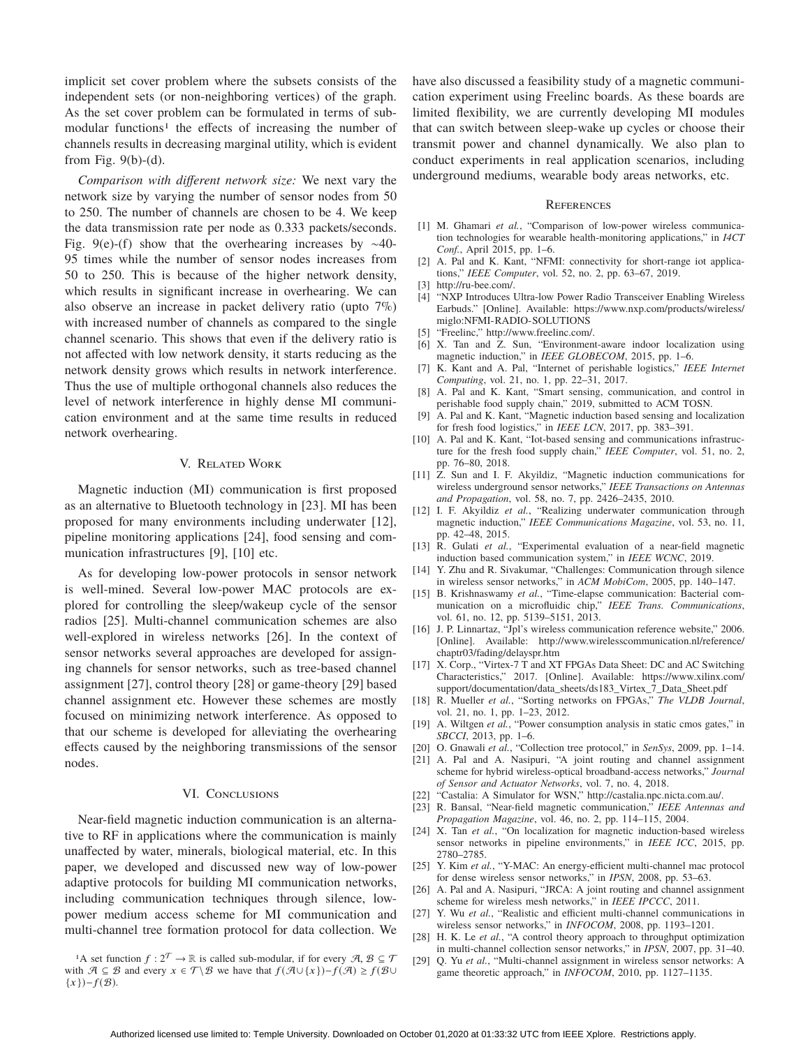implicit set cover problem where the subsets consists of the independent sets (or non-neighboring vertices) of the graph. As the set cover problem can be formulated in terms of submodular functions[1] the effects of increasing the number of channels results in decreasing marginal utility, which is evident from Fig. 9(b)-(d).

*Comparison with different network size:* We next vary the network size by varying the number of sensor nodes from 50 to 250. The number of channels are chosen to be 4. We keep the data transmission rate per node as 0.333 packets/seconds. Fig. 9(e)-(f) show that the overhearing increases by ∼40-95 times while the number of sensor nodes increases from 50 to 250. This is because of the higher network density, which results in significant increase in overhearing. We can also observe an increase in packet delivery ratio (upto 7%) with increased number of channels as compared to the single channel scenario. This shows that even if the delivery ratio is not affected with low network density, it starts reducing as the network density grows which results in network interference. Thus the use of multiple orthogonal channels also reduces the level of network interference in highly dense MI communication environment and at the same time results in reduced network overhearing.

## V. Related Work

Magnetic induction (MI) communication is first proposed as an alternative to Bluetooth technology in [23]. MI has been proposed for many environments including underwater [12], pipeline monitoring applications [24], food sensing and communication infrastructures [9], [10] etc.

As for developing low-power protocols in sensor network is well-mined. Several low-power MAC protocols are explored for controlling the sleep/wakeup cycle of the sensor radios [25]. Multi-channel communication schemes are also well-explored in wireless networks [26]. In the context of sensor networks several approaches are developed for assigning channels for sensor networks, such as tree-based channel assignment [27], control theory [28] or game-theory [29] based channel assignment etc. However these schemes are mostly focused on minimizing network interference. As opposed to that our scheme is developed for alleviating the overhearing effects caused by the neighboring transmissions of the sensor nodes.

## VI. Conclusions

Near-field magnetic induction communication is an alternative to RF in applications where the communication is mainly unaffected by water, minerals, biological material, etc. In this paper, we developed and discussed new way of low-power adaptive protocols for building MI communication networks, including communication techniques through silence, low-power medium access scheme for MI communication and multi-channel tree formation protocol for data collection. We have also discussed a feasibility study of a magnetic communication experiment using Freelinc boards. As these boards are limited flexibility, we are currently developing MI modules that can switch between sleep-wake up cycles or choose their transmit power and channel dynamically. We also plan to conduct experiments in real application scenarios, including underground mediums, wearable body areas networks, etc.

[1]A set function $f : 2^{\mathcal{T}} \rightarrow \mathbb{R}$ is called sub-modular, if for every $\mathcal{A}, \mathcal{B} \subseteq \mathcal{T}$ with $\mathcal{A} \subseteq \mathcal{B}$ and every $x \in \mathcal{T} \setminus \mathcal{B}$ we have that $f(\mathcal{A} \cup \{x\}) - f(\mathcal{A}) \geq f(\mathcal{B} \cup \{x\}) - f(\mathcal{B})$.

## References

[1] M. Ghamari *et al.*, "Comparison of low-power wireless communication technologies for wearable health-monitoring applications," in *I4CT Conf.*, April 2015, pp. 1–6.

[2] A. Pal and K. Kant, "NFMI: connectivity for short-range iot applications," *IEEE Computer*, vol. 52, no. 2, pp. 63–67, 2019.

[3] http://ru-bee.com/.

[4] "NXP Introduces Ultra-low Power Radio Transceiver Enabling Wireless Earbuds." [Online]. Available: https://www.nxp.com/products/wireless/miglo:NFMI-RADIO-SOLUTIONS

[5] "Freelinc," http://www.freelinc.com/.

[6] X. Tan and Z. Sun, "Environment-aware indoor localization using magnetic induction," in *IEEE GLOBECOM*, 2015, pp. 1–6.

[7] K. Kant and A. Pal, "Internet of perishable logistics," *IEEE Internet Computing*, vol. 21, no. 1, pp. 22–31, 2017.

[8] A. Pal and K. Kant, "Smart sensing, communication, and control in perishable food supply chain," 2019, submitted to ACM TOSN.

[9] A. Pal and K. Kant, "Magnetic induction based sensing and localization for fresh food logistics," in *IEEE LCN*, 2017, pp. 383–391.

[10] A. Pal and K. Kant, "Iot-based sensing and communications infrastructure for the fresh food supply chain," *IEEE Computer*, vol. 51, no. 2, pp. 76–80, 2018.

[11] Z. Sun and I. F. Akyildiz, "Magnetic induction communications for wireless underground sensor networks," *IEEE Transactions on Antennas and Propagation*, vol. 58, no. 7, pp. 2426–2435, 2010.

[12] I. F. Akyildiz *et al.*, "Realizing underwater communication through magnetic induction," *IEEE Communications Magazine*, vol. 53, no. 11, pp. 42–48, 2015.

[13] R. Gulati *et al.*, "Experimental evaluation of a near-field magnetic induction based communication system," in *IEEE WCNC*, 2019.

[14] Y. Zhu and R. Sivakumar, "Challenges: Communication through silence in wireless sensor networks," in *ACM MobiCom*, 2005, pp. 140–147.

[15] B. Krishnaswamy *et al.*, "Time-elapse communication: Bacterial communication on a microfluidic chip," *IEEE Trans. Communications*, vol. 61, no. 12, pp. 5139–5151, 2013.

[16] J. P. Linnartaz, "Jpl's wireless communication reference website," 2006. [Online]. Available: http://www.wirelesscommunication.nl/reference/chaptr03/fading/delayspr.htm

[17] X. Corp., "Virtex-7 T and XT FPGAs Data Sheet: DC and AC Switching Characteristics," 2017. [Online]. Available: https://www.xilinx.com/support/documentation/data_sheets/ds183_Virtex_7_Data_Sheet.pdf

[18] R. Mueller *et al.*, "Sorting networks on FPGAs," *The VLDB Journal*, vol. 21, no. 1, pp. 1–23, 2012.

[19] A. Wiltgen *et al.*, "Power consumption analysis in static cmos gates," in *SBCCI*, 2013, pp. 1–6.

[20] O. Gnawali *et al.*, "Collection tree protocol," in *SenSys*, 2009, pp. 1–14.

[21] A. Pal and A. Nasipuri, "A joint routing and channel assignment scheme for hybrid wireless-optical broadband-access networks," *Journal of Sensor and Actuator Networks*, vol. 7, no. 4, 2018.

[22] "Castalia: A Simulator for WSN," http://castalia.npc.nicta.com.au/.

[23] R. Bansal, "Near-field magnetic communication," *IEEE Antennas and Propagation Magazine*, vol. 46, no. 2, pp. 114–115, 2004.

[24] X. Tan *et al.*, "On localization for magnetic induction-based wireless sensor networks in pipeline environments," in *IEEE ICC*, 2015, pp. 2780–2785.

[25] Y. Kim *et al.*, "Y-MAC: An energy-efficient multi-channel mac protocol for dense wireless sensor networks," in *IPSN*, 2008, pp. 53–63.

[26] A. Pal and A. Nasipuri, "JRCA: A joint routing and channel assignment scheme for wireless mesh networks," in *IEEE IPCCC*, 2011.

[27] Y. Wu *et al.*, "Realistic and efficient multi-channel communications in wireless sensor networks," in *INFOCOM*, 2008, pp. 1193–1201.

[28] H. K. Le *et al.*, "A control theory approach to throughput optimization in multi-channel collection sensor networks," in *IPSN*, 2007, pp. 31–40.

[29] Q. Yu *et al.*, "Multi-channel assignment in wireless sensor networks: A game theoretic approach," in *INFOCOM*, 2010, pp. 1127–1135.